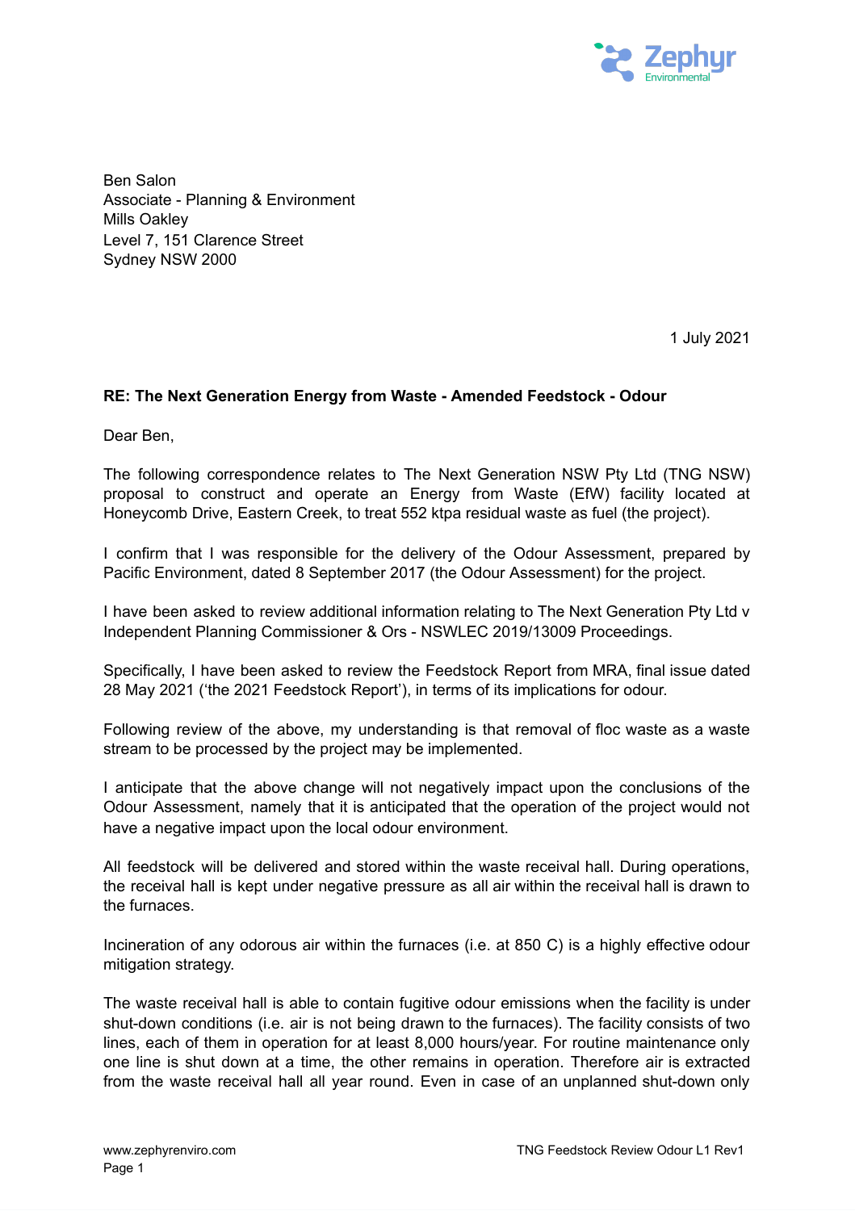Ben Salon
Associate - Planning & Environment
Mills Oakley
Level 7, 151 Clarence Street
Sydney NSW 2000

1 July 2021

**RE: The Next Generation Energy from Waste - Amended Feedstock - Odour**

Dear Ben,

The following correspondence relates to The Next Generation NSW Pty Ltd (TNG NSW) proposal to construct and operate an Energy from Waste (EfW) facility located at Honeycomb Drive, Eastern Creek, to treat 552 ktpa residual waste as fuel (the project).

I confirm that I was responsible for the delivery of the Odour Assessment, prepared by Pacific Environment, dated 8 September 2017 (the Odour Assessment) for the project.

I have been asked to review additional information relating to The Next Generation Pty Ltd v Independent Planning Commissioner & Ors - NSWLEC 2019/13009 Proceedings.

Specifically, I have been asked to review the Feedstock Report from MRA, final issue dated 28 May 2021 ('the 2021 Feedstock Report'), in terms of its implications for odour.

Following review of the above, my understanding is that removal of floc waste as a waste stream to be processed by the project may be implemented.

I anticipate that the above change will not negatively impact upon the conclusions of the Odour Assessment, namely that it is anticipated that the operation of the project would not have a negative impact upon the local odour environment.

All feedstock will be delivered and stored within the waste receival hall. During operations, the receival hall is kept under negative pressure as all air within the receival hall is drawn to the furnaces.

Incineration of any odorous air within the furnaces (i.e. at 850 C) is a highly effective odour mitigation strategy.

The waste receival hall is able to contain fugitive odour emissions when the facility is under shut-down conditions (i.e. air is not being drawn to the furnaces). The facility consists of two lines, each of them in operation for at least 8,000 hours/year. For routine maintenance only one line is shut down at a time, the other remains in operation. Therefore air is extracted from the waste receival hall all year round. Even in case of an unplanned shut-down only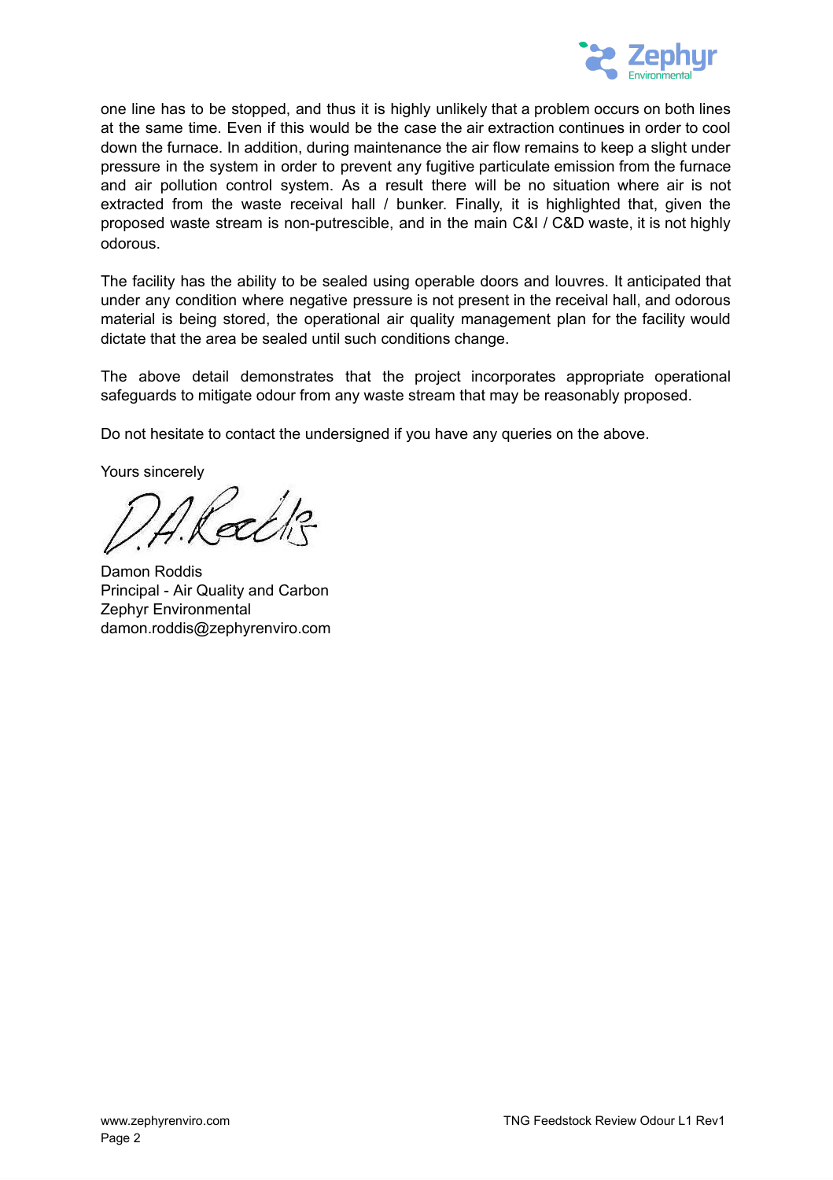one line has to be stopped, and thus it is highly unlikely that a problem occurs on both lines at the same time. Even if this would be the case the air extraction continues in order to cool down the furnace. In addition, during maintenance the air flow remains to keep a slight under pressure in the system in order to prevent any fugitive particulate emission from the furnace and air pollution control system. As a result there will be no situation where air is not extracted from the waste receival hall / bunker. Finally, it is highlighted that, given the proposed waste stream is non-putrescible, and in the main C&I / C&D waste, it is not highly odorous.

The facility has the ability to be sealed using operable doors and louvres. It anticipated that under any condition where negative pressure is not present in the receival hall, and odorous material is being stored, the operational air quality management plan for the facility would dictate that the area be sealed until such conditions change.

The above detail demonstrates that the project incorporates appropriate operational safeguards to mitigate odour from any waste stream that may be reasonably proposed.

Do not hesitate to contact the undersigned if you have any queries on the above.

Yours sincerely

Damon Roddis
Principal - Air Quality and Carbon
Zephyr Environmental
damon.roddis@zephyrenviro.com